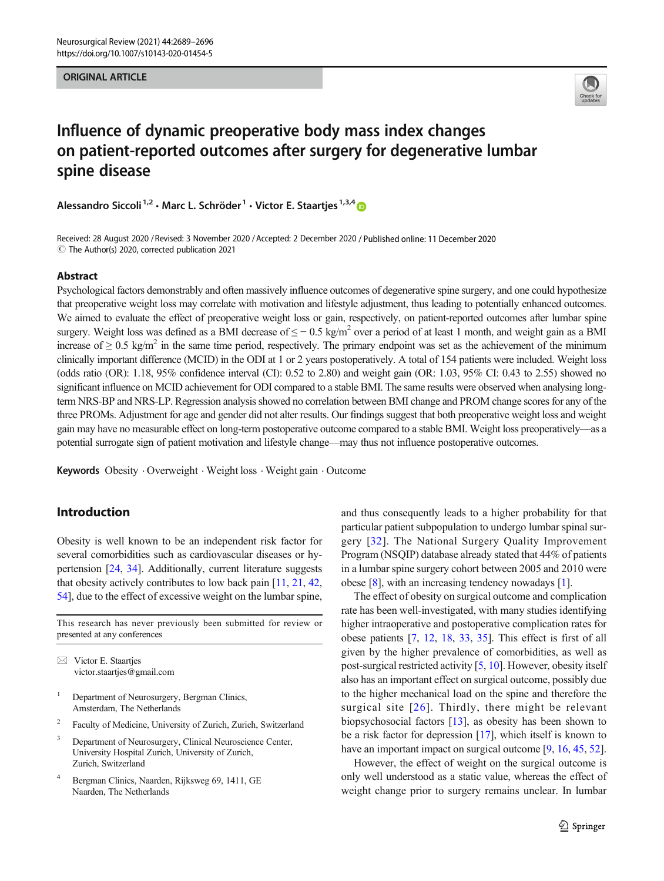ORIGINAL ARTICLE

# Influence of dynamic preoperative body mass index changes on patient-reported outcomes after surgery for degenerative lumbar spine disease

Alessandro Siccoli[1,2] · Marc L. Schröder[1] · Victor E. Staartjes[1,3,4]

Received: 28 August 2020 / Revised: 3 November 2020 / Accepted: 2 December 2020 / Published online: 11 December 2020
© The Author(s) 2020, corrected publication 2021

## Abstract

Psychological factors demonstrably and often massively influence outcomes of degenerative spine surgery, and one could hypothesize that preoperative weight loss may correlate with motivation and lifestyle adjustment, thus leading to potentially enhanced outcomes. We aimed to evaluate the effect of preoperative weight loss or gain, respectively, on patient-reported outcomes after lumbar spine surgery. Weight loss was defined as a BMI decrease of $\leq -0.5$ kg/m$^2$ over a period of at least 1 month, and weight gain as a BMI increase of $\geq 0.5$ kg/m$^2$ in the same time period, respectively. The primary endpoint was set as the achievement of the minimum clinically important difference (MCID) in the ODI at 1 or 2 years postoperatively. A total of 154 patients were included. Weight loss (odds ratio (OR): 1.18, 95% confidence interval (CI): 0.52 to 2.80) and weight gain (OR: 1.03, 95% CI: 0.43 to 2.55) showed no significant influence on MCID achievement for ODI compared to a stable BMI. The same results were observed when analysing long-term NRS-BP and NRS-LP. Regression analysis showed no correlation between BMI change and PROM change scores for any of the three PROMs. Adjustment for age and gender did not alter results. Our findings suggest that both preoperative weight loss and weight gain may have no measurable effect on long-term postoperative outcome compared to a stable BMI. Weight loss preoperatively—as a potential surrogate sign of patient motivation and lifestyle change—may thus not influence postoperative outcomes.

**Keywords** Obesity · Overweight · Weight loss · Weight gain · Outcome

## Introduction

Obesity is well known to be an independent risk factor for several comorbidities such as cardiovascular diseases or hypertension [24, 34]. Additionally, current literature suggests that obesity actively contributes to low back pain [11, 21, 42, 54], due to the effect of excessive weight on the lumbar spine, and thus consequently leads to a higher probability for that particular patient subpopulation to undergo lumbar spinal surgery [32]. The National Surgery Quality Improvement Program (NSQIP) database already stated that 44% of patients in a lumbar spine surgery cohort between 2005 and 2010 were obese [8], with an increasing tendency nowadays [1].

The effect of obesity on surgical outcome and complication rate has been well-investigated, with many studies identifying higher intraoperative and postoperative complication rates for obese patients [7, 12, 18, 33, 35]. This effect is first of all given by the higher prevalence of comorbidities, as well as post-surgical restricted activity [5, 10]. However, obesity itself also has an important effect on surgical outcome, possibly due to the higher mechanical load on the spine and therefore the surgical site [26]. Thirdly, there might be relevant biopsychosocial factors [13], as obesity has been shown to be a risk factor for depression [17], which itself is known to have an important impact on surgical outcome [9, 16, 45, 52].

However, the effect of weight on the surgical outcome is only well understood as a static value, whereas the effect of weight change prior to surgery remains unclear. In lumbar

This research has never previously been submitted for review or presented at any conferences

✉ Victor E. Staartjes
victor.staartjes@gmail.com

1 Department of Neurosurgery, Bergman Clinics, Amsterdam, The Netherlands

2 Faculty of Medicine, University of Zurich, Zurich, Switzerland

3 Department of Neurosurgery, Clinical Neuroscience Center, University Hospital Zurich, University of Zurich, Zurich, Switzerland

4 Bergman Clinics, Naarden, Rijksweg 69, 1411, GE Naarden, The Netherlands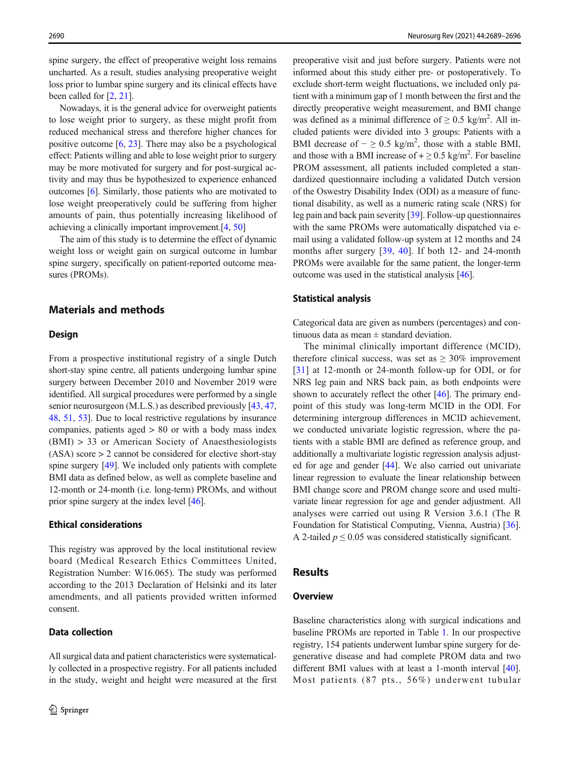spine surgery, the effect of preoperative weight loss remains uncharted. As a result, studies analysing preoperative weight loss prior to lumbar spine surgery and its clinical effects have been called for [2, 21].

Nowadays, it is the general advice for overweight patients to lose weight prior to surgery, as these might profit from reduced mechanical stress and therefore higher chances for positive outcome [6, 23]. There may also be a psychological effect: Patients willing and able to lose weight prior to surgery may be more motivated for surgery and for post-surgical activity and may thus be hypothesized to experience enhanced outcomes [6]. Similarly, those patients who are motivated to lose weight preoperatively could be suffering from higher amounts of pain, thus potentially increasing likelihood of achieving a clinically important improvement.[4, 50]

The aim of this study is to determine the effect of dynamic weight loss or weight gain on surgical outcome in lumbar spine surgery, specifically on patient-reported outcome measures (PROMs).

## Materials and methods

### Design

From a prospective institutional registry of a single Dutch short-stay spine centre, all patients undergoing lumbar spine surgery between December 2010 and November 2019 were identified. All surgical procedures were performed by a single senior neurosurgeon (M.L.S.) as described previously [43, 47, 48, 51, 53]. Due to local restrictive regulations by insurance companies, patients aged > 80 or with a body mass index (BMI) > 33 or American Society of Anaesthesiologists (ASA) score > 2 cannot be considered for elective short-stay spine surgery [49]. We included only patients with complete BMI data as defined below, as well as complete baseline and 12-month or 24-month (i.e. long-term) PROMs, and without prior spine surgery at the index level [46].

### Ethical considerations

This registry was approved by the local institutional review board (Medical Research Ethics Committees United, Registration Number: W16.065). The study was performed according to the 2013 Declaration of Helsinki and its later amendments, and all patients provided written informed consent.

### Data collection

All surgical data and patient characteristics were systematically collected in a prospective registry. For all patients included in the study, weight and height were measured at the first preoperative visit and just before surgery. Patients were not informed about this study either pre- or postoperatively. To exclude short-term weight fluctuations, we included only patient with a minimum gap of 1 month between the first and the directly preoperative weight measurement, and BMI change was defined as a minimal difference of $\geq 0.5$ kg/m$^2$. All included patients were divided into 3 groups: Patients with a BMI decrease of $- \geq 0.5$ kg/m$^2$, those with a stable BMI, and those with a BMI increase of $+ \geq 0.5$ kg/m$^2$. For baseline PROM assessment, all patients included completed a standardized questionnaire including a validated Dutch version of the Oswestry Disability Index (ODI) as a measure of functional disability, as well as a numeric rating scale (NRS) for leg pain and back pain severity [39]. Follow-up questionnaires with the same PROMs were automatically dispatched via e-mail using a validated follow-up system at 12 months and 24 months after surgery [39, 40]. If both 12- and 24-month PROMs were available for the same patient, the longer-term outcome was used in the statistical analysis [46].

### Statistical analysis

Categorical data are given as numbers (percentages) and continuous data as mean ± standard deviation.

The minimal clinically important difference (MCID), therefore clinical success, was set as $\geq 30\%$ improvement [31] at 12-month or 24-month follow-up for ODI, or for NRS leg pain and NRS back pain, as both endpoints were shown to accurately reflect the other [46]. The primary endpoint of this study was long-term MCID in the ODI. For determining intergroup differences in MCID achievement, we conducted univariate logistic regression, where the patients with a stable BMI are defined as reference group, and additionally a multivariate logistic regression analysis adjusted for age and gender [44]. We also carried out univariate linear regression to evaluate the linear relationship between BMI change score and PROM change score and used multivariate linear regression for age and gender adjustment. All analyses were carried out using R Version 3.6.1 (The R Foundation for Statistical Computing, Vienna, Austria) [36]. A 2-tailed $p \leq 0.05$ was considered statistically significant.

## Results

### Overview

Baseline characteristics along with surgical indications and baseline PROMs are reported in Table 1. In our prospective registry, 154 patients underwent lumbar spine surgery for degenerative disease and had complete PROM data and two different BMI values with at least a 1-month interval [40]. Most patients (87 pts., 56%) underwent tubular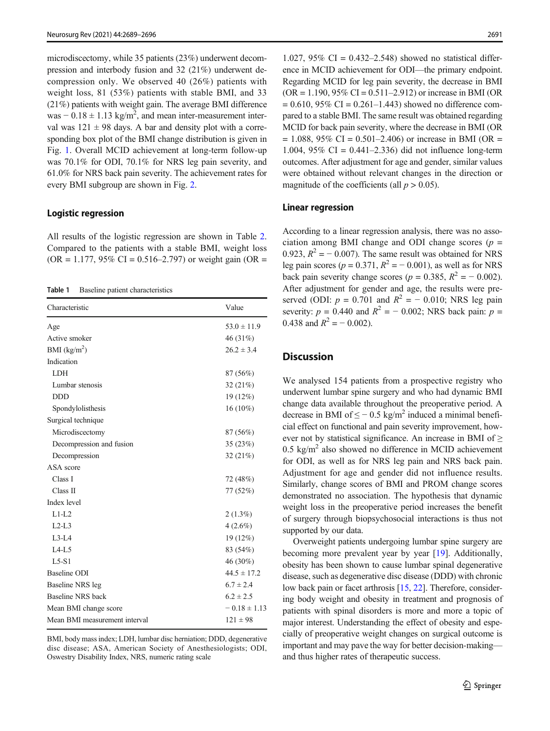microdiscectomy, while 35 patients (23%) underwent decompression and interbody fusion and 32 (21%) underwent decompression only. We observed 40 (26%) patients with weight loss, 81 (53%) patients with stable BMI, and 33 (21%) patients with weight gain. The average BMI difference was − 0.18 ± 1.13 kg/m$^2$, and mean inter-measurement interval was 121 ± 98 days. A bar and density plot with a corresponding box plot of the BMI change distribution is given in Fig. 1. Overall MCID achievement at long-term follow-up was 70.1% for ODI, 70.1% for NRS leg pain severity, and 61.0% for NRS back pain severity. The achievement rates for every BMI subgroup are shown in Fig. 2.

### Logistic regression

All results of the logistic regression are shown in Table 2. Compared to the patients with a stable BMI, weight loss (OR = 1.177, 95% CI = 0.516–2.797) or weight gain (OR = 1.027, 95% CI = 0.432–2.548) showed no statistical difference in MCID achievement for ODI—the primary endpoint. Regarding MCID for leg pain severity, the decrease in BMI (OR = 1.190, 95% CI = 0.511–2.912) or increase in BMI (OR = 0.610, 95% CI = 0.261–1.443) showed no difference compared to a stable BMI. The same result was obtained regarding MCID for back pain severity, where the decrease in BMI (OR = 1.088, 95% CI = 0.501–2.406) or increase in BMI (OR = 1.004, 95% CI = 0.441–2.336) did not influence long-term outcomes. After adjustment for age and gender, similar values were obtained without relevant changes in the direction or magnitude of the coefficients (all $p > 0.05$).

**Table 1** Baseline patient characteristics

| Characteristic | Value |
|---|---|
| Age | 53.0 ± 11.9 |
| Active smoker | 46 (31%) |
| BMI (kg/m$^2$) | 26.2 ± 3.4 |
| Indication | |
| LDH | 87 (56%) |
| Lumbar stenosis | 32 (21%) |
| DDD | 19 (12%) |
| Spondylolisthesis | 16 (10%) |
| Surgical technique | |
| Microdiscectomy | 87 (56%) |
| Decompression and fusion | 35 (23%) |
| Decompression | 32 (21%) |
| ASA score | |
| Class I | 72 (48%) |
| Class II | 77 (52%) |
| Index level | |
| L1-L2 | 2 (1.3%) |
| L2-L3 | 4 (2.6%) |
| L3-L4 | 19 (12%) |
| L4-L5 | 83 (54%) |
| L5-S1 | 46 (30%) |
| Baseline ODI | 44.5 ± 17.2 |
| Baseline NRS leg | 6.7 ± 2.4 |
| Baseline NRS back | 6.2 ± 2.5 |
| Mean BMI change score | − 0.18 ± 1.13 |
| Mean BMI measurement interval | 121 ± 98 |

BMI, body mass index; LDH, lumbar disc herniation; DDD, degenerative disc disease; ASA, American Society of Anesthesiologists; ODI, Oswestry Disability Index, NRS, numeric rating scale

### Linear regression

According to a linear regression analysis, there was no association among BMI change and ODI change scores ($p$ = 0.923, $R^2$ = − 0.007). The same result was obtained for NRS leg pain scores ($p$ = 0.371, $R^2$ = − 0.001), as well as for NRS back pain severity change scores ($p$ = 0.385, $R^2$ = − 0.002). After adjustment for gender and age, the results were preserved (ODI: $p$ = 0.701 and $R^2$ = − 0.010; NRS leg pain severity: $p$ = 0.440 and $R^2$ = − 0.002; NRS back pain: $p$ = 0.438 and $R^2$ = − 0.002).

## Discussion

We analysed 154 patients from a prospective registry who underwent lumbar spine surgery and who had dynamic BMI change data available throughout the preoperative period. A decrease in BMI of ≤ − 0.5 kg/m$^2$ induced a minimal beneficial effect on functional and pain severity improvement, however not by statistical significance. An increase in BMI of ≥ 0.5 kg/m$^2$ also showed no difference in MCID achievement for ODI, as well as for NRS leg pain and NRS back pain. Adjustment for age and gender did not influence results. Similarly, change scores of BMI and PROM change scores demonstrated no association. The hypothesis that dynamic weight loss in the preoperative period increases the benefit of surgery through biopsychosocial interactions is thus not supported by our data.

Overweight patients undergoing lumbar spine surgery are becoming more prevalent year by year [19]. Additionally, obesity has been shown to cause lumbar spinal degenerative disease, such as degenerative disc disease (DDD) with chronic low back pain or facet arthrosis [15, 22]. Therefore, considering body weight and obesity in treatment and prognosis of patients with spinal disorders is more and more a topic of major interest. Understanding the effect of obesity and especially of preoperative weight changes on surgical outcome is important and may pave the way for better decision-making—and thus higher rates of therapeutic success.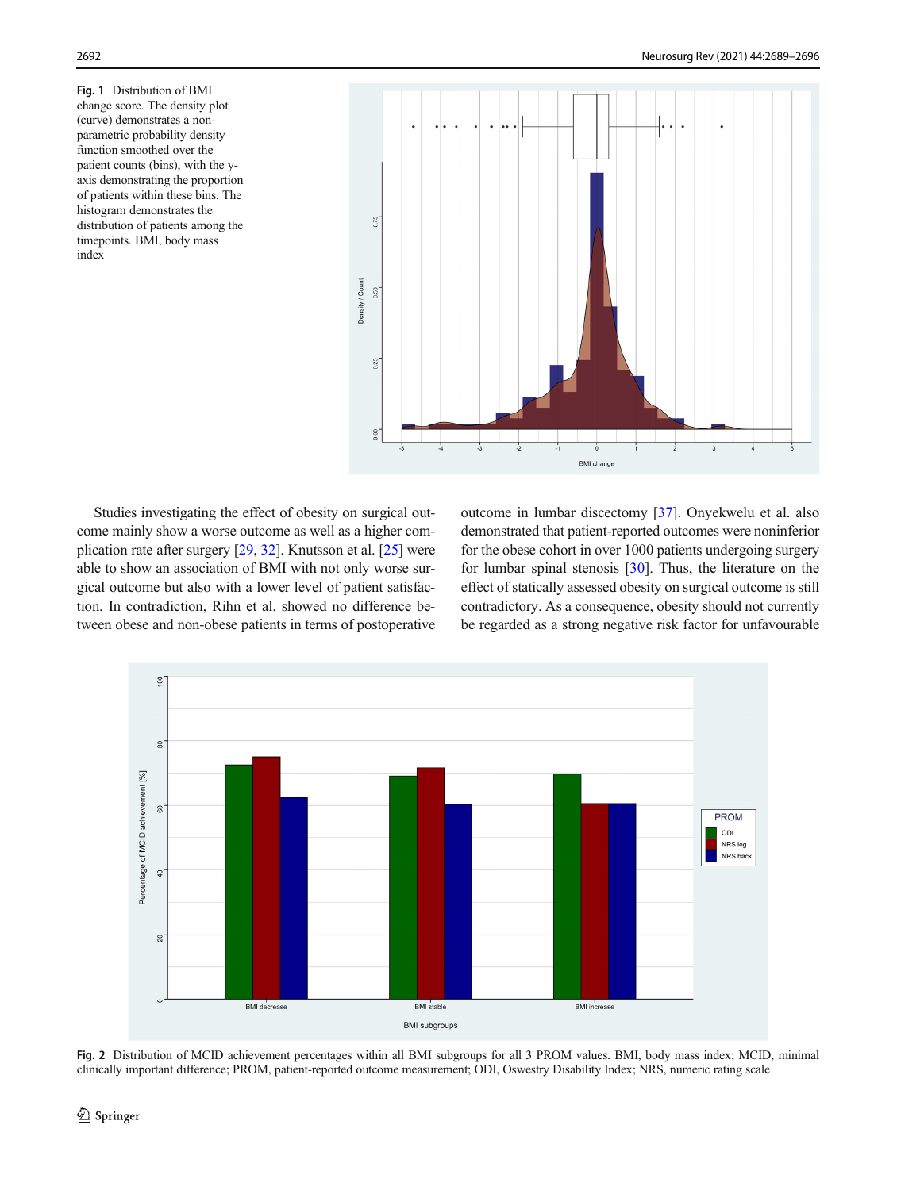**Fig. 1** Distribution of BMI change score. The density plot (curve) demonstrates a non-parametric probability density function smoothed over the patient counts (bins), with the y-axis demonstrating the proportion of patients within these bins. The histogram demonstrates the distribution of patients among the timepoints. BMI, body mass index

Studies investigating the effect of obesity on surgical outcome mainly show a worse outcome as well as a higher complication rate after surgery [29, 32]. Knutsson et al. [25] were able to show an association of BMI with not only worse surgical outcome but also with a lower level of patient satisfaction. In contradiction, Rihn et al. showed no difference between obese and non-obese patients in terms of postoperative outcome in lumbar discectomy [37]. Onyekwelu et al. also demonstrated that patient-reported outcomes were noninferior for the obese cohort in over 1000 patients undergoing surgery for lumbar spinal stenosis [30]. Thus, the literature on the effect of statically assessed obesity on surgical outcome is still contradictory. As a consequence, obesity should not currently be regarded as a strong negative risk factor for unfavourable

**Fig. 2** Distribution of MCID achievement percentages within all BMI subgroups for all 3 PROM values. BMI, body mass index; MCID, minimal clinically important difference; PROM, patient-reported outcome measurement; ODI, Oswestry Disability Index; NRS, numeric rating scale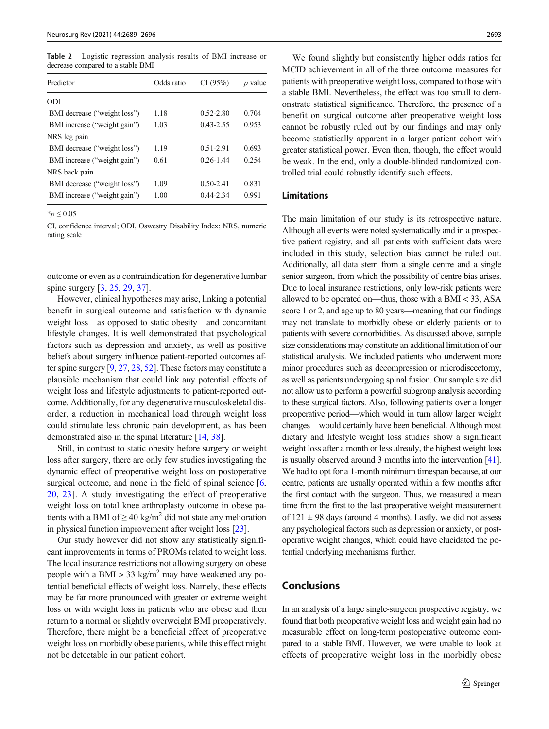**Table 2** Logistic regression analysis results of BMI increase or decrease compared to a stable BMI

| Predictor | Odds ratio | CI (95%) | *p* value |
|---|---|---|---|
| ODI | | | |
| BMI decrease ("weight loss") | 1.18 | 0.52-2.80 | 0.704 |
| BMI increase ("weight gain") | 1.03 | 0.43-2.55 | 0.953 |
| NRS leg pain | | | |
| BMI decrease ("weight loss") | 1.19 | 0.51-2.91 | 0.693 |
| BMI increase ("weight gain") | 0.61 | 0.26-1.44 | 0.254 |
| NRS back pain | | | |
| BMI decrease ("weight loss") | 1.09 | 0.50-2.41 | 0.831 |
| BMI increase ("weight gain") | 1.00 | 0.44-2.34 | 0.991 |

*$p \leq 0.05$

CI, confidence interval; ODI, Oswestry Disability Index; NRS, numeric rating scale

outcome or even as a contraindication for degenerative lumbar spine surgery [3, 25, 29, 37].

However, clinical hypotheses may arise, linking a potential benefit in surgical outcome and satisfaction with dynamic weight loss—as opposed to static obesity—and concomitant lifestyle changes. It is well demonstrated that psychological factors such as depression and anxiety, as well as positive beliefs about surgery influence patient-reported outcomes after spine surgery [9, 27, 28, 52]. These factors may constitute a plausible mechanism that could link any potential effects of weight loss and lifestyle adjustments to patient-reported outcome. Additionally, for any degenerative musculoskeletal disorder, a reduction in mechanical load through weight loss could stimulate less chronic pain development, as has been demonstrated also in the spinal literature [14, 38].

Still, in contrast to static obesity before surgery or weight loss after surgery, there are only few studies investigating the dynamic effect of preoperative weight loss on postoperative surgical outcome, and none in the field of spinal science [6, 20, 23]. A study investigating the effect of preoperative weight loss on total knee arthroplasty outcome in obese patients with a BMI of ≥ 40 kg/m$^2$ did not state any melioration in physical function improvement after weight loss [23].

Our study however did not show any statistically significant improvements in terms of PROMs related to weight loss. The local insurance restrictions not allowing surgery on obese people with a BMI > 33 kg/m$^2$ may have weakened any potential beneficial effects of weight loss. Namely, these effects may be far more pronounced with greater or extreme weight loss or with weight loss in patients who are obese and then return to a normal or slightly overweight BMI preoperatively. Therefore, there might be a beneficial effect of preoperative weight loss on morbidly obese patients, while this effect might not be detectable in our patient cohort.

We found slightly but consistently higher odds ratios for MCID achievement in all of the three outcome measures for patients with preoperative weight loss, compared to those with a stable BMI. Nevertheless, the effect was too small to demonstrate statistical significance. Therefore, the presence of a benefit on surgical outcome after preoperative weight loss cannot be robustly ruled out by our findings and may only become statistically apparent in a larger patient cohort with greater statistical power. Even then, though, the effect would be weak. In the end, only a double-blinded randomized controlled trial could robustly identify such effects.

## Limitations

The main limitation of our study is its retrospective nature. Although all events were noted systematically and in a prospective patient registry, and all patients with sufficient data were included in this study, selection bias cannot be ruled out. Additionally, all data stem from a single centre and a single senior surgeon, from which the possibility of centre bias arises. Due to local insurance restrictions, only low-risk patients were allowed to be operated on—thus, those with a BMI < 33, ASA score 1 or 2, and age up to 80 years—meaning that our findings may not translate to morbidly obese or elderly patients or to patients with severe comorbidities. As discussed above, sample size considerations may constitute an additional limitation of our statistical analysis. We included patients who underwent more minor procedures such as decompression or microdiscectomy, as well as patients undergoing spinal fusion. Our sample size did not allow us to perform a powerful subgroup analysis according to these surgical factors. Also, following patients over a longer preoperative period—which would in turn allow larger weight changes—would certainly have been beneficial. Although most dietary and lifestyle weight loss studies show a significant weight loss after a month or less already, the highest weight loss is usually observed around 3 months into the intervention [41]. We had to opt for a 1-month minimum timespan because, at our centre, patients are usually operated within a few months after the first contact with the surgeon. Thus, we measured a mean time from the first to the last preoperative weight measurement of 121 ± 98 days (around 4 months). Lastly, we did not assess any psychological factors such as depression or anxiety, or postoperative weight changes, which could have elucidated the potential underlying mechanisms further.

## Conclusions

In an analysis of a large single-surgeon prospective registry, we found that both preoperative weight loss and weight gain had no measurable effect on long-term postoperative outcome compared to a stable BMI. However, we were unable to look at effects of preoperative weight loss in the morbidly obese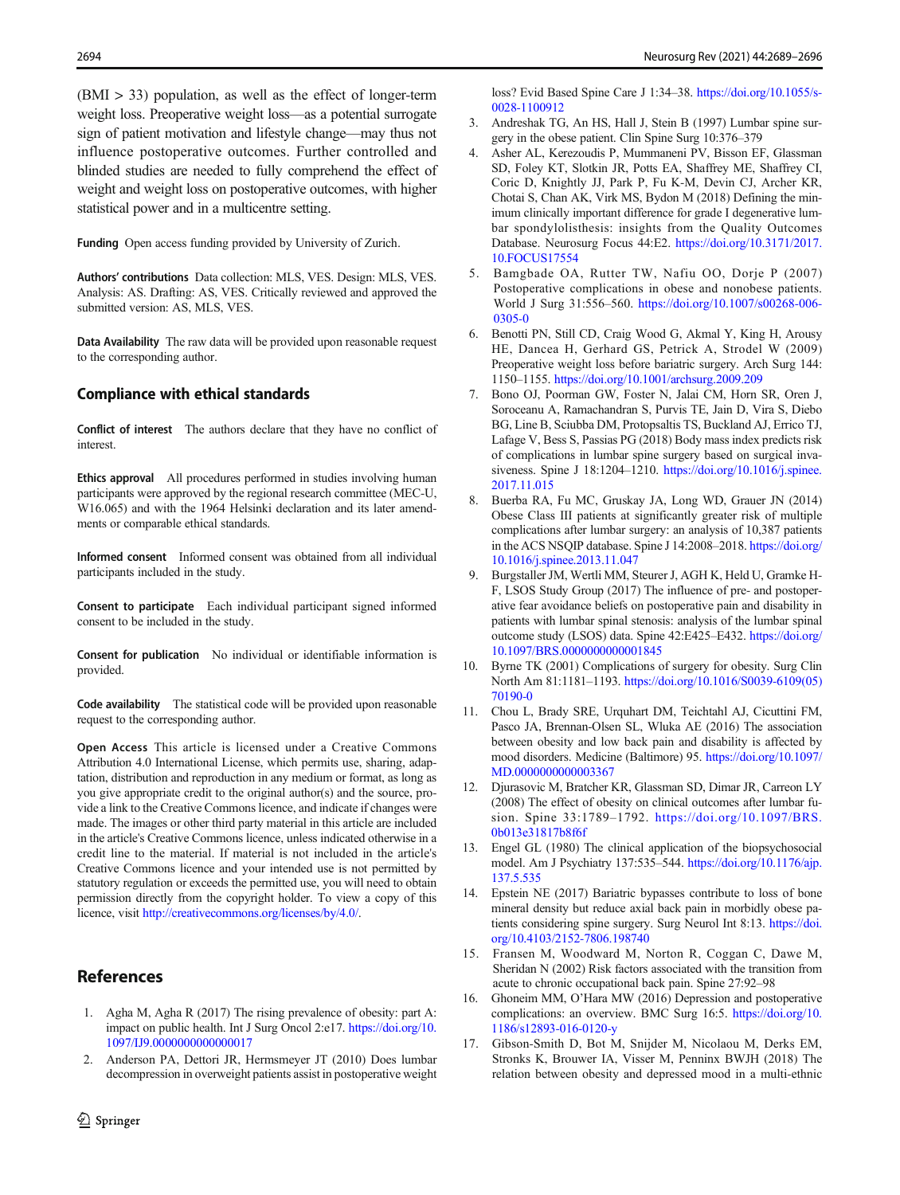(BMI > 33) population, as well as the effect of longer-term weight loss. Preoperative weight loss—as a potential surrogate sign of patient motivation and lifestyle change—may thus not influence postoperative outcomes. Further controlled and blinded studies are needed to fully comprehend the effect of weight and weight loss on postoperative outcomes, with higher statistical power and in a multicentre setting.

**Funding** Open access funding provided by University of Zurich.

**Authors' contributions** Data collection: MLS, VES. Design: MLS, VES. Analysis: AS. Drafting: AS, VES. Critically reviewed and approved the submitted version: AS, MLS, VES.

**Data Availability** The raw data will be provided upon reasonable request to the corresponding author.

## Compliance with ethical standards

**Conflict of interest** The authors declare that they have no conflict of interest.

**Ethics approval** All procedures performed in studies involving human participants were approved by the regional research committee (MEC-U, W16.065) and with the 1964 Helsinki declaration and its later amendments or comparable ethical standards.

**Informed consent** Informed consent was obtained from all individual participants included in the study.

**Consent to participate** Each individual participant signed informed consent to be included in the study.

**Consent for publication** No individual or identifiable information is provided.

**Code availability** The statistical code will be provided upon reasonable request to the corresponding author.

**Open Access** This article is licensed under a Creative Commons Attribution 4.0 International License, which permits use, sharing, adaptation, distribution and reproduction in any medium or format, as long as you give appropriate credit to the original author(s) and the source, provide a link to the Creative Commons licence, and indicate if changes were made. The images or other third party material in this article are included in the article's Creative Commons licence, unless indicated otherwise in a credit line to the material. If material is not included in the article's Creative Commons licence and your intended use is not permitted by statutory regulation or exceeds the permitted use, you will need to obtain permission directly from the copyright holder. To view a copy of this licence, visit http://creativecommons.org/licenses/by/4.0/.

## References

1. Agha M, Agha R (2017) The rising prevalence of obesity: part A: impact on public health. Int J Surg Oncol 2:e17. https://doi.org/10.1097/IJ9.0000000000000017
2. Anderson PA, Dettori JR, Hermsmeyer JT (2010) Does lumbar decompression in overweight patients assist in postoperative weight loss? Evid Based Spine Care J 1:34–38. https://doi.org/10.1055/s-0028-1100912
3. Andreshak TG, An HS, Hall J, Stein B (1997) Lumbar spine surgery in the obese patient. Clin Spine Surg 10:376–379
4. Asher AL, Kerezoudis P, Mummaneni PV, Bisson EF, Glassman SD, Foley KT, Slotkin JR, Potts EA, Shaffrey ME, Shaffrey CI, Coric D, Knightly JJ, Park P, Fu K-M, Devin CJ, Archer KR, Chotai S, Chan AK, Virk MS, Bydon M (2018) Defining the minimum clinically important difference for grade I degenerative lumbar spondylolisthesis: insights from the Quality Outcomes Database. Neurosurg Focus 44:E2. https://doi.org/10.3171/2017.10.FOCUS17554
5. Bamgbade OA, Rutter TW, Nafiu OO, Dorje P (2007) Postoperative complications in obese and nonobese patients. World J Surg 31:556–560. https://doi.org/10.1007/s00268-006-0305-0
6. Benotti PN, Still CD, Craig Wood G, Akmal Y, King H, Arousy HE, Dancea H, Gerhard GS, Petrick A, Strodel W (2009) Preoperative weight loss before bariatric surgery. Arch Surg 144:1150–1155. https://doi.org/10.1001/archsurg.2009.209
7. Bono OJ, Poorman GW, Foster N, Jalai CM, Horn SR, Oren J, Soroceanu A, Ramachandran S, Purvis TE, Jain D, Vira S, Diebo BG, Line B, Sciubba DM, Protopsaltis TS, Buckland AJ, Errico TJ, Lafage V, Bess S, Passias PG (2018) Body mass index predicts risk of complications in lumbar spine surgery based on surgical invasiveness. Spine J 18:1204–1210. https://doi.org/10.1016/j.spinee.2017.11.015
8. Buerba RA, Fu MC, Gruskay JA, Long WD, Grauer JN (2014) Obese Class III patients at significantly greater risk of multiple complications after lumbar surgery: an analysis of 10,387 patients in the ACS NSQIP database. Spine J 14:2008–2018. https://doi.org/10.1016/j.spinee.2013.11.047
9. Burgstaller JM, Wertli MM, Steurer J, AGH K, Held U, Gramke H-F, LSOS Study Group (2017) The influence of pre- and postoperative fear avoidance beliefs on postoperative pain and disability in patients with lumbar spinal stenosis: analysis of the lumbar spinal outcome study (LSOS) data. Spine 42:E425–E432. https://doi.org/10.1097/BRS.0000000000001845
10. Byrne TK (2001) Complications of surgery for obesity. Surg Clin North Am 81:1181–1193. https://doi.org/10.1016/S0039-6109(05)70190-0
11. Chou L, Brady SRE, Urquhart DM, Teichtahl AJ, Cicuttini FM, Pasco JA, Brennan-Olsen SL, Wluka AE (2016) The association between obesity and low back pain and disability is affected by mood disorders. Medicine (Baltimore) 95. https://doi.org/10.1097/MD.0000000000003367
12. Djurasovic M, Bratcher KR, Glassman SD, Dimar JR, Carreon LY (2008) The effect of obesity on clinical outcomes after lumbar fusion. Spine 33:1789–1792. https://doi.org/10.1097/BRS.0b013e31817b8f6f
13. Engel GL (1980) The clinical application of the biopsychosocial model. Am J Psychiatry 137:535–544. https://doi.org/10.1176/ajp.137.5.535
14. Epstein NE (2017) Bariatric bypasses contribute to loss of bone mineral density but reduce axial back pain in morbidly obese patients considering spine surgery. Surg Neurol Int 8:13. https://doi.org/10.4103/2152-7806.198740
15. Fransen M, Woodward M, Norton R, Coggan C, Dawe M, Sheridan N (2002) Risk factors associated with the transition from acute to chronic occupational back pain. Spine 27:92–98
16. Ghoneim MM, O'Hara MW (2016) Depression and postoperative complications: an overview. BMC Surg 16:5. https://doi.org/10.1186/s12893-016-0120-y
17. Gibson-Smith D, Bot M, Snijder M, Nicolaou M, Derks EM, Stronks K, Brouwer IA, Visser M, Penninx BWJH (2018) The relation between obesity and depressed mood in a multi-ethnic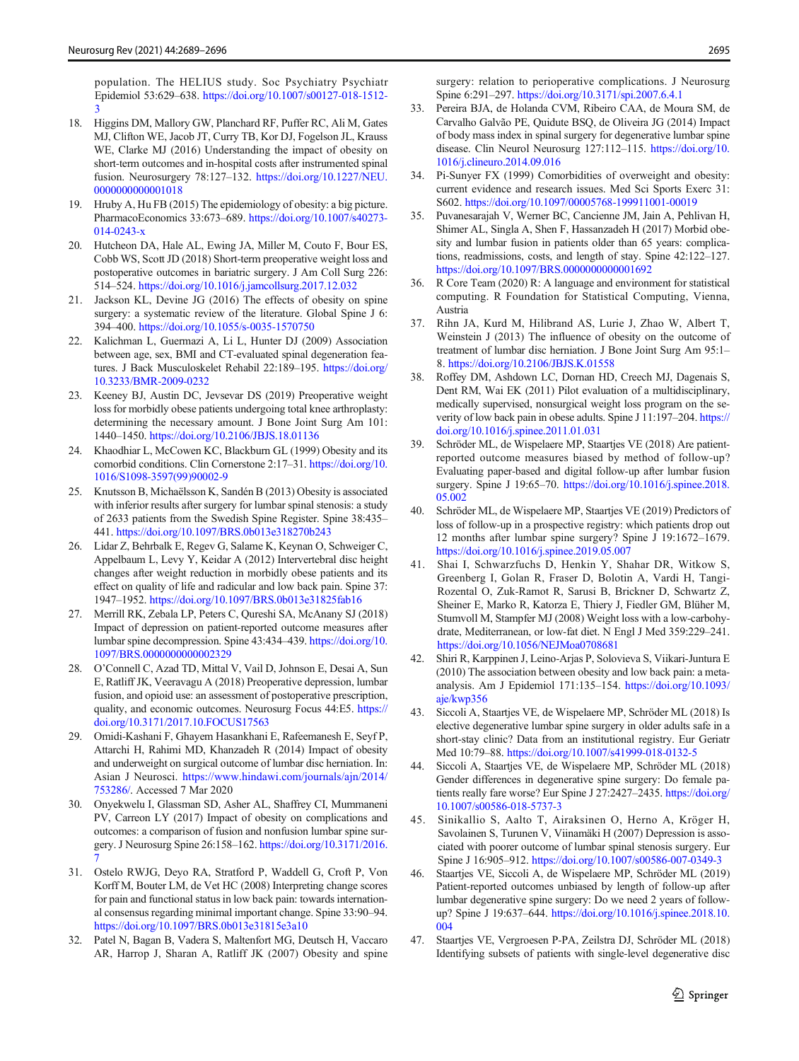population. The HELIUS study. Soc Psychiatry Psychiatr Epidemiol 53:629–638. https://doi.org/10.1007/s00127-018-1512-3

18. Higgins DM, Mallory GW, Planchard RF, Puffer RC, Ali M, Gates MJ, Clifton WE, Jacob JT, Curry TB, Kor DJ, Fogelson JL, Krauss WE, Clarke MJ (2016) Understanding the impact of obesity on short-term outcomes and in-hospital costs after instrumented spinal fusion. Neurosurgery 78:127–132. https://doi.org/10.1227/NEU.0000000000001018
19. Hruby A, Hu FB (2015) The epidemiology of obesity: a big picture. PharmacoEconomics 33:673–689. https://doi.org/10.1007/s40273-014-0243-x
20. Hutcheon DA, Hale AL, Ewing JA, Miller M, Couto F, Bour ES, Cobb WS, Scott JD (2018) Short-term preoperative weight loss and postoperative outcomes in bariatric surgery. J Am Coll Surg 226:514–524. https://doi.org/10.1016/j.jamcollsurg.2017.12.032
21. Jackson KL, Devine JG (2016) The effects of obesity on spine surgery: a systematic review of the literature. Global Spine J 6:394–400. https://doi.org/10.1055/s-0035-1570750
22. Kalichman L, Guermazi A, Li L, Hunter DJ (2009) Association between age, sex, BMI and CT-evaluated spinal degeneration features. J Back Musculoskelet Rehabil 22:189–195. https://doi.org/10.3233/BMR-2009-0232
23. Keeney BJ, Austin DC, Jevsevar DS (2019) Preoperative weight loss for morbidly obese patients undergoing total knee arthroplasty: determining the necessary amount. J Bone Joint Surg Am 101:1440–1450. https://doi.org/10.2106/JBJS.18.01136
24. Khaodhiar L, McCowen KC, Blackburn GL (1999) Obesity and its comorbid conditions. Clin Cornerstone 2:17–31. https://doi.org/10.1016/S1098-3597(99)90002-9
25. Knutsson B, Michaëlsson K, Sandén B (2013) Obesity is associated with inferior results after surgery for lumbar spinal stenosis: a study of 2633 patients from the Swedish Spine Register. Spine 38:435–441. https://doi.org/10.1097/BRS.0b013e318270b243
26. Lidar Z, Behrbalk E, Regev G, Salame K, Keynan O, Schweiger C, Appelbaum L, Levy Y, Keidar A (2012) Intervertebral disc height changes after weight reduction in morbidly obese patients and its effect on quality of life and radicular and low back pain. Spine 37:1947–1952. https://doi.org/10.1097/BRS.0b013e31825fab16
27. Merrill RK, Zebala LP, Peters C, Qureshi SA, McAnany SJ (2018) Impact of depression on patient-reported outcome measures after lumbar spine decompression. Spine 43:434–439. https://doi.org/10.1097/BRS.0000000000002329
28. O'Connell C, Azad TD, Mittal V, Vail D, Johnson E, Desai A, Sun E, Ratliff JK, Veeravagu A (2018) Preoperative depression, lumbar fusion, and opioid use: an assessment of postoperative prescription, quality, and economic outcomes. Neurosurg Focus 44:E5. https://doi.org/10.3171/2017.10.FOCUS17563
29. Omidi-Kashani F, Ghayem Hasankhani E, Rafeemanesh E, Seyf P, Attarchi H, Rahimi MD, Khanzadeh R (2014) Impact of obesity and underweight on surgical outcome of lumbar disc herniation. In: Asian J Neurosci. https://www.hindawi.com/journals/ajn/2014/753286/. Accessed 7 Mar 2020
30. Onyekwelu I, Glassman SD, Asher AL, Shaffrey CI, Mummaneni PV, Carreon LY (2017) Impact of obesity on complications and outcomes: a comparison of fusion and nonfusion lumbar spine surgery. J Neurosurg Spine 26:158–162. https://doi.org/10.3171/2016.7
31. Ostelo RWJG, Deyo RA, Stratford P, Waddell G, Croft P, Von Korff M, Bouter LM, de Vet HC (2008) Interpreting change scores for pain and functional status in low back pain: towards international consensus regarding minimal important change. Spine 33:90–94. https://doi.org/10.1097/BRS.0b013e31815e3a10
32. Patel N, Bagan B, Vadera S, Maltenfort MG, Deutsch H, Vaccaro AR, Harrop J, Sharan A, Ratliff JK (2007) Obesity and spine surgery: relation to perioperative complications. J Neurosurg Spine 6:291–297. https://doi.org/10.3171/spi.2007.6.4.1
33. Pereira BJA, de Holanda CVM, Ribeiro CAA, de Moura SM, de Carvalho Galvão PE, Quidute BSQ, de Oliveira JG (2014) Impact of body mass index in spinal surgery for degenerative lumbar spine disease. Clin Neurol Neurosurg 127:112–115. https://doi.org/10.1016/j.clineuro.2014.09.016
34. Pi-Sunyer FX (1999) Comorbidities of overweight and obesity: current evidence and research issues. Med Sci Sports Exerc 31:S602. https://doi.org/10.1097/00005768-199911001-00019
35. Puvanesarajah V, Werner BC, Cancienne JM, Jain A, Pehlivan H, Shimer AL, Singla A, Shen F, Hassanzadeh H (2017) Morbid obesity and lumbar fusion in patients older than 65 years: complications, readmissions, costs, and length of stay. Spine 42:122–127. https://doi.org/10.1097/BRS.0000000000001692
36. R Core Team (2020) R: A language and environment for statistical computing. R Foundation for Statistical Computing, Vienna, Austria
37. Rihn JA, Kurd M, Hilibrand AS, Lurie J, Zhao W, Albert T, Weinstein J (2013) The influence of obesity on the outcome of treatment of lumbar disc herniation. J Bone Joint Surg Am 95:1–8. https://doi.org/10.2106/JBJS.K.01558
38. Roffey DM, Ashdown LC, Dornan HD, Creech MJ, Dagenais S, Dent RM, Wai EK (2011) Pilot evaluation of a multidisciplinary, medically supervised, nonsurgical weight loss program on the severity of low back pain in obese adults. Spine J 11:197–204. https://doi.org/10.1016/j.spinee.2011.01.031
39. Schröder ML, de Wispelaere MP, Staartjes VE (2018) Are patient-reported outcome measures biased by method of follow-up? Evaluating paper-based and digital follow-up after lumbar fusion surgery. Spine J 19:65–70. https://doi.org/10.1016/j.spinee.2018.05.002
40. Schröder ML, de Wispelaere MP, Staartjes VE (2019) Predictors of loss of follow-up in a prospective registry: which patients drop out 12 months after lumbar spine surgery? Spine J 19:1672–1679. https://doi.org/10.1016/j.spinee.2019.05.007
41. Shai I, Schwarzfuchs D, Henkin Y, Shahar DR, Witkow S, Greenberg I, Golan R, Fraser D, Bolotin A, Vardi H, Tangi-Rozental O, Zuk-Ramot R, Sarusi B, Brickner D, Schwartz Z, Sheiner E, Marko R, Katorza E, Thiery J, Fiedler GM, Blüher M, Stumvoll M, Stampfer MJ (2008) Weight loss with a low-carbohydrate, Mediterranean, or low-fat diet. N Engl J Med 359:229–241. https://doi.org/10.1056/NEJMoa0708681
42. Shiri R, Karppinen J, Leino-Arjas P, Solovieva S, Viikari-Juntura E (2010) The association between obesity and low back pain: a meta-analysis. Am J Epidemiol 171:135–154. https://doi.org/10.1093/aje/kwp356
43. Siccoli A, Staartjes VE, de Wispelaere MP, Schröder ML (2018) Is elective degenerative lumbar spine surgery in older adults safe in a short-stay clinic? Data from an institutional registry. Eur Geriatr Med 10:79–88. https://doi.org/10.1007/s41999-018-0132-5
44. Siccoli A, Staartjes VE, de Wispelaere MP, Schröder ML (2018) Gender differences in degenerative spine surgery: Do female patients really fare worse? Eur Spine J 27:2427–2435. https://doi.org/10.1007/s00586-018-5737-3
45. Sinikallio S, Aalto T, Airaksinen O, Herno A, Kröger H, Savolainen S, Turunen V, Viinamäki H (2007) Depression is associated with poorer outcome of lumbar spinal stenosis surgery. Eur Spine J 16:905–912. https://doi.org/10.1007/s00586-007-0349-3
46. Staartjes VE, Siccoli A, de Wispelaere MP, Schröder ML (2019) Patient-reported outcomes unbiased by length of follow-up after lumbar degenerative spine surgery: Do we need 2 years of follow-up? Spine J 19:637–644. https://doi.org/10.1016/j.spinee.2018.10.004
47. Staartjes VE, Vergroesen P-PA, Zeilstra DJ, Schröder ML (2018) Identifying subsets of patients with single-level degenerative disc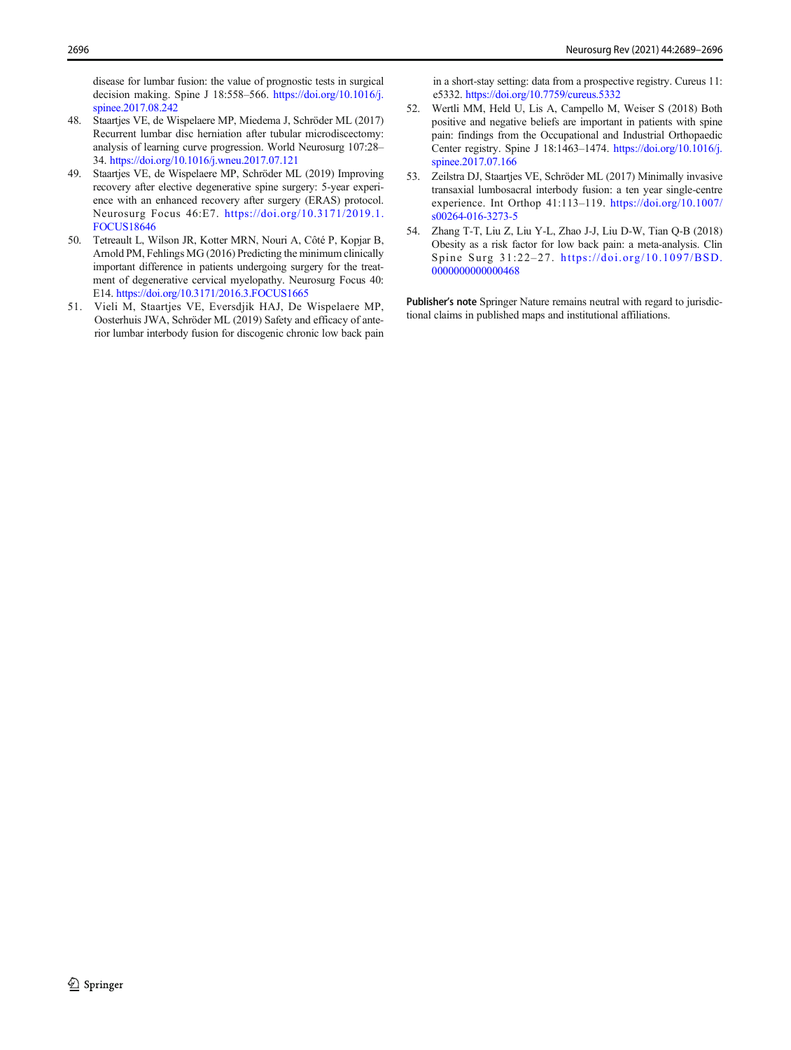disease for lumbar fusion: the value of prognostic tests in surgical decision making. Spine J 18:558–566. https://doi.org/10.1016/j.spinee.2017.08.242

48. Staartjes VE, de Wispelaere MP, Miedema J, Schröder ML (2017) Recurrent lumbar disc herniation after tubular microdiscectomy: analysis of learning curve progression. World Neurosurg 107:28–34. https://doi.org/10.1016/j.wneu.2017.07.121
49. Staartjes VE, de Wispelaere MP, Schröder ML (2019) Improving recovery after elective degenerative spine surgery: 5-year experience with an enhanced recovery after surgery (ERAS) protocol. Neurosurg Focus 46:E7. https://doi.org/10.3171/2019.1.FOCUS18646
50. Tetreault L, Wilson JR, Kotter MRN, Nouri A, Côté P, Kopjar B, Arnold PM, Fehlings MG (2016) Predicting the minimum clinically important difference in patients undergoing surgery for the treatment of degenerative cervical myelopathy. Neurosurg Focus 40:E14. https://doi.org/10.3171/2016.3.FOCUS1665
51. Vieli M, Staartjes VE, Eversdjik HAJ, De Wispelaere MP, Oosterhuis JWA, Schröder ML (2019) Safety and efficacy of anterior lumbar interbody fusion for discogenic chronic low back pain in a short-stay setting: data from a prospective registry. Cureus 11:e5332. https://doi.org/10.7759/cureus.5332
52. Wertli MM, Held U, Lis A, Campello M, Weiser S (2018) Both positive and negative beliefs are important in patients with spine pain: findings from the Occupational and Industrial Orthopaedic Center registry. Spine J 18:1463–1474. https://doi.org/10.1016/j.spinee.2017.07.166
53. Zeilstra DJ, Staartjes VE, Schröder ML (2017) Minimally invasive transaxial lumbosacral interbody fusion: a ten year single-centre experience. Int Orthop 41:113–119. https://doi.org/10.1007/s00264-016-3273-5
54. Zhang T-T, Liu Z, Liu Y-L, Zhao J-J, Liu D-W, Tian Q-B (2018) Obesity as a risk factor for low back pain: a meta-analysis. Clin Spine Surg 31:22–27. https://doi.org/10.1097/BSD.0000000000000468

**Publisher's note** Springer Nature remains neutral with regard to jurisdictional claims in published maps and institutional affiliations.